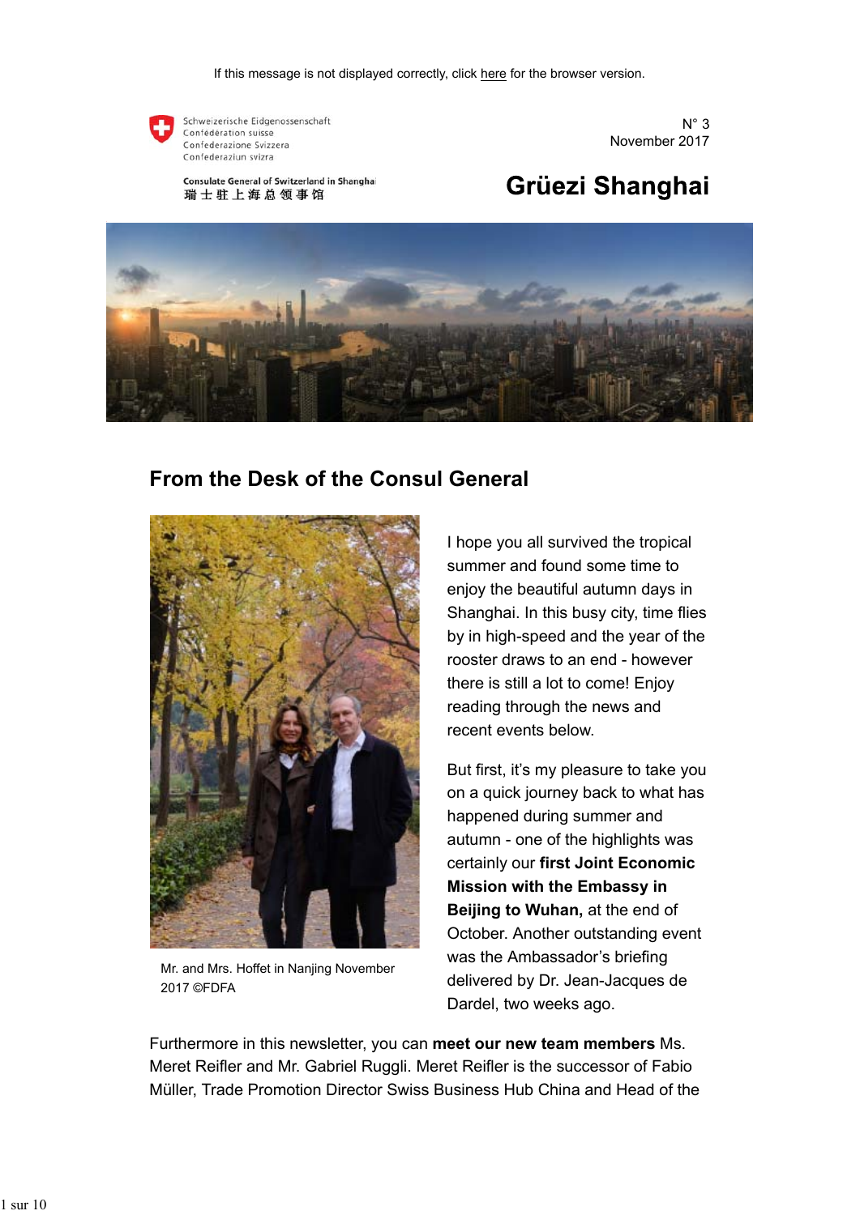If this message is not displayed correctly, click here for the browser version.

Schweizerische Eidgenossenschaft
Confédération suisse
Confederazione Svizzera
Confederaziun svizra

Consulate General of Switzerland in Shanghai
瑞士驻上海总领事馆

N° 3
November 2017

# Grüezi Shanghai

## From the Desk of the Consul General

Mr. and Mrs. Hoffet in Nanjing November 2017 ©FDFA

I hope you all survived the tropical summer and found some time to enjoy the beautiful autumn days in Shanghai. In this busy city, time flies by in high-speed and the year of the rooster draws to an end - however there is still a lot to come! Enjoy reading through the news and recent events below.

But first, it's my pleasure to take you on a quick journey back to what has happened during summer and autumn - one of the highlights was certainly our **first Joint Economic Mission with the Embassy in Beijing to Wuhan,** at the end of October. Another outstanding event was the Ambassador's briefing delivered by Dr. Jean-Jacques de Dardel, two weeks ago.

Furthermore in this newsletter, you can **meet our new team members** Ms. Meret Reifler and Mr. Gabriel Ruggli. Meret Reifler is the successor of Fabio Müller, Trade Promotion Director Swiss Business Hub China and Head of the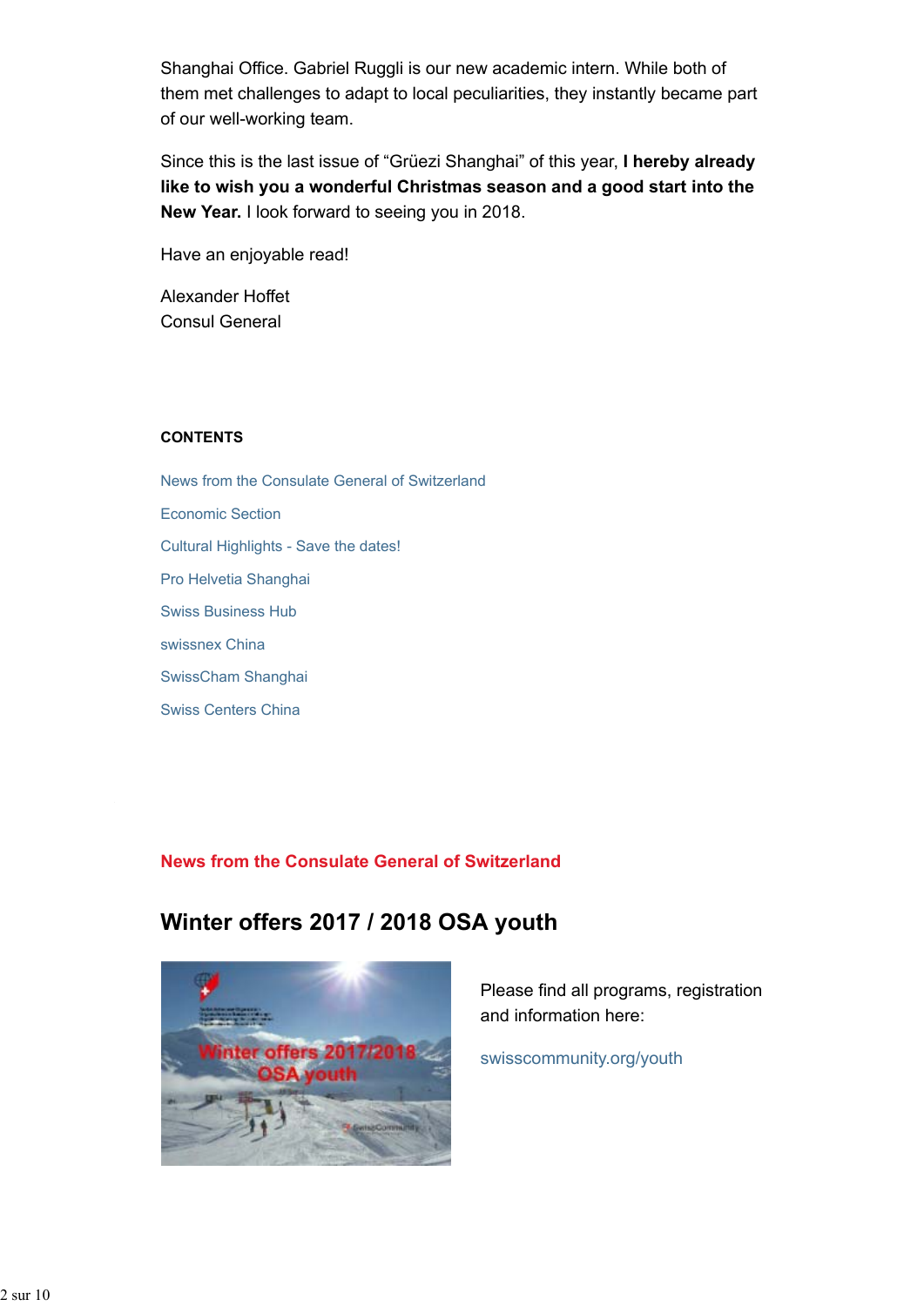Shanghai Office. Gabriel Ruggli is our new academic intern. While both of them met challenges to adapt to local peculiarities, they instantly became part of our well-working team.

Since this is the last issue of “Grüezi Shanghai” of this year, **I hereby already like to wish you a wonderful Christmas season and a good start into the New Year.** I look forward to seeing you in 2018.

Have an enjoyable read!

Alexander Hoffet
Consul General

**CONTENTS**

- News from the Consulate General of Switzerland
- Economic Section
- Cultural Highlights - Save the dates!
- Pro Helvetia Shanghai
- Swiss Business Hub
- swissnex China
- SwissCham Shanghai
- Swiss Centers China

## News from the Consulate General of Switzerland

### Winter offers 2017 / 2018 OSA youth

Please find all programs, registration and information here:

swisscommunity.org/youth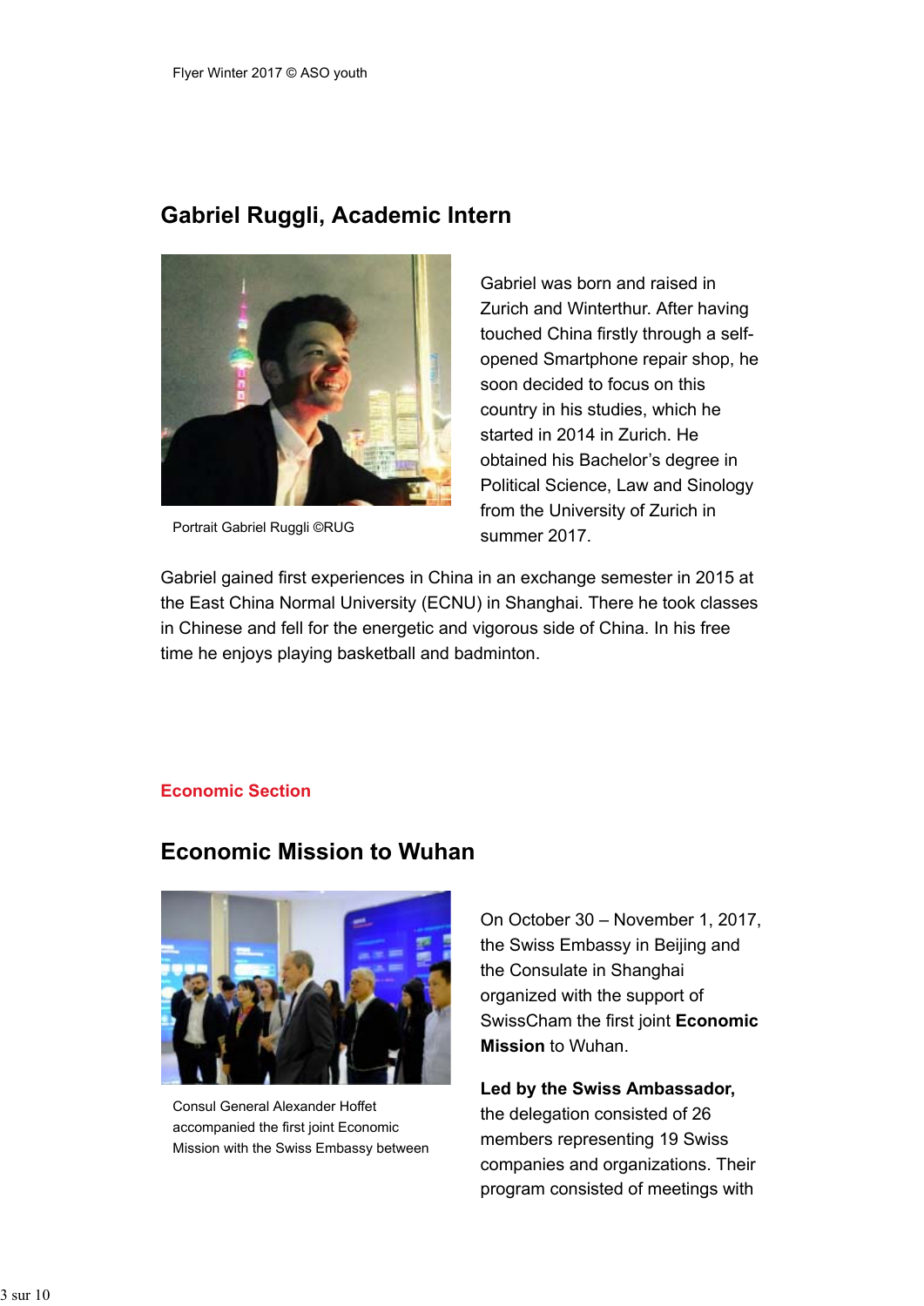## Gabriel Ruggli, Academic Intern

Portrait Gabriel Ruggli ©RUG

Gabriel was born and raised in Zurich and Winterthur. After having touched China firstly through a self-opened Smartphone repair shop, he soon decided to focus on this country in his studies, which he started in 2014 in Zurich. He obtained his Bachelor's degree in Political Science, Law and Sinology from the University of Zurich in summer 2017.

Gabriel gained first experiences in China in an exchange semester in 2015 at the East China Normal University (ECNU) in Shanghai. There he took classes in Chinese and fell for the energetic and vigorous side of China. In his free time he enjoys playing basketball and badminton.

**Economic Section**

## Economic Mission to Wuhan

Consul General Alexander Hoffet accompanied the first joint Economic Mission with the Swiss Embassy between

On October 30 – November 1, 2017, the Swiss Embassy in Beijing and the Consulate in Shanghai organized with the support of SwissCham the first joint **Economic Mission** to Wuhan.

**Led by the Swiss Ambassador,** the delegation consisted of 26 members representing 19 Swiss companies and organizations. Their program consisted of meetings with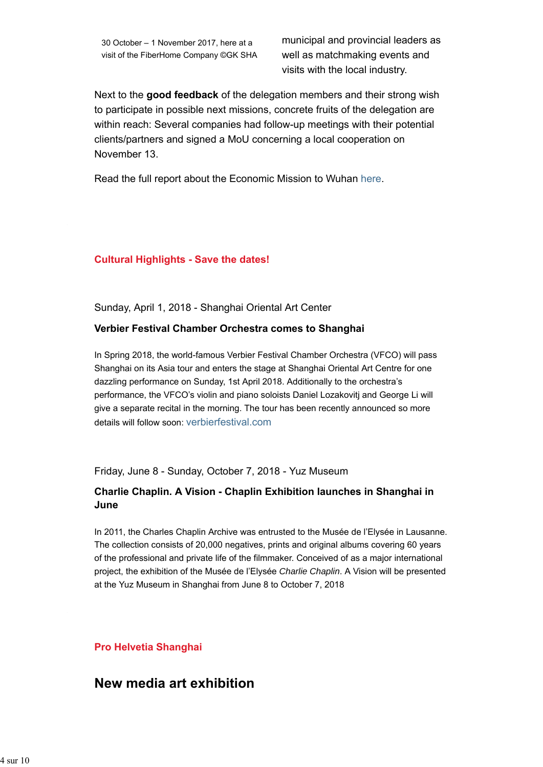30 October – 1 November 2017, here at a visit of the FiberHome Company ©GK SHA

municipal and provincial leaders as well as matchmaking events and visits with the local industry.

Next to the **good feedback** of the delegation members and their strong wish to participate in possible next missions, concrete fruits of the delegation are within reach: Several companies had follow-up meetings with their potential clients/partners and signed a MoU concerning a local cooperation on November 13.

Read the full report about the Economic Mission to Wuhan here.

## Cultural Highlights - Save the dates!

Sunday, April 1, 2018 - Shanghai Oriental Art Center

**Verbier Festival Chamber Orchestra comes to Shanghai**

In Spring 2018, the world-famous Verbier Festival Chamber Orchestra (VFCO) will pass Shanghai on its Asia tour and enters the stage at Shanghai Oriental Art Centre for one dazzling performance on Sunday, 1st April 2018. Additionally to the orchestra's performance, the VFCO's violin and piano soloists Daniel Lozakovitj and George Li will give a separate recital in the morning. The tour has been recently announced so more details will follow soon: verbierfestival.com

Friday, June 8 - Sunday, October 7, 2018 - Yuz Museum

**Charlie Chaplin. A Vision - Chaplin Exhibition launches in Shanghai in June**

In 2011, the Charles Chaplin Archive was entrusted to the Musée de l'Elysée in Lausanne. The collection consists of 20,000 negatives, prints and original albums covering 60 years of the professional and private life of the filmmaker. Conceived of as a major international project, the exhibition of the Musée de l'Elysée *Charlie Chaplin*. A Vision will be presented at the Yuz Museum in Shanghai from June 8 to October 7, 2018

## Pro Helvetia Shanghai

# New media art exhibition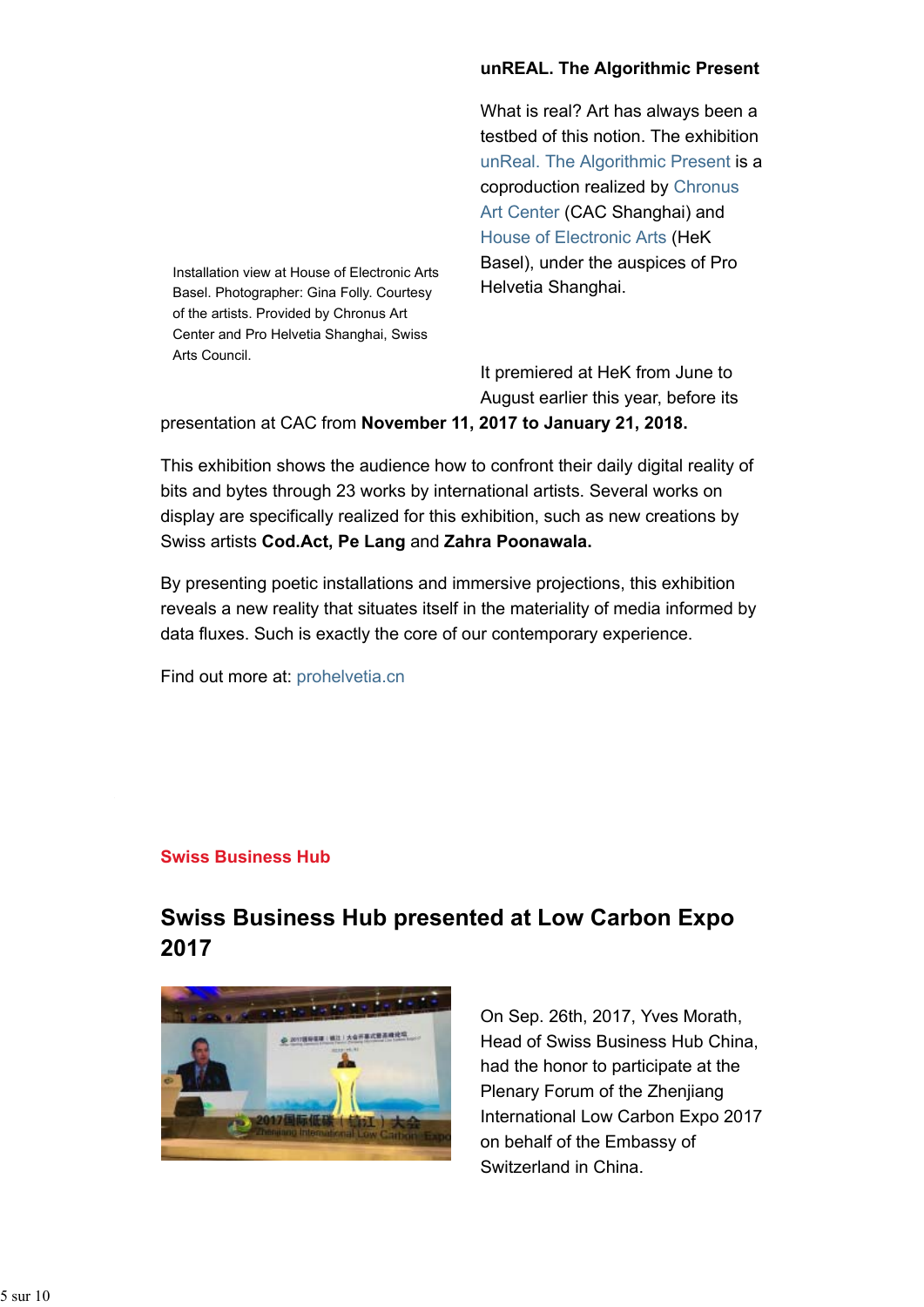Installation view at House of Electronic Arts Basel. Photographer: Gina Folly. Courtesy of the artists. Provided by Chronus Art Center and Pro Helvetia Shanghai, Swiss Arts Council.

**unREAL. The Algorithmic Present**

What is real? Art has always been a testbed of this notion. The exhibition unReal. The Algorithmic Present is a coproduction realized by Chronus Art Center (CAC Shanghai) and House of Electronic Arts (HeK Basel), under the auspices of Pro Helvetia Shanghai.

It premiered at HeK from June to August earlier this year, before its presentation at CAC from **November 11, 2017 to January 21, 2018.**

This exhibition shows the audience how to confront their daily digital reality of bits and bytes through 23 works by international artists. Several works on display are specifically realized for this exhibition, such as new creations by Swiss artists **Cod.Act, Pe Lang** and **Zahra Poonawala.**

By presenting poetic installations and immersive projections, this exhibition reveals a new reality that situates itself in the materiality of media informed by data fluxes. Such is exactly the core of our contemporary experience.

Find out more at: prohelvetia.cn

**Swiss Business Hub**

## Swiss Business Hub presented at Low Carbon Expo 2017

On Sep. 26th, 2017, Yves Morath, Head of Swiss Business Hub China, had the honor to participate at the Plenary Forum of the Zhenjiang International Low Carbon Expo 2017 on behalf of the Embassy of Switzerland in China.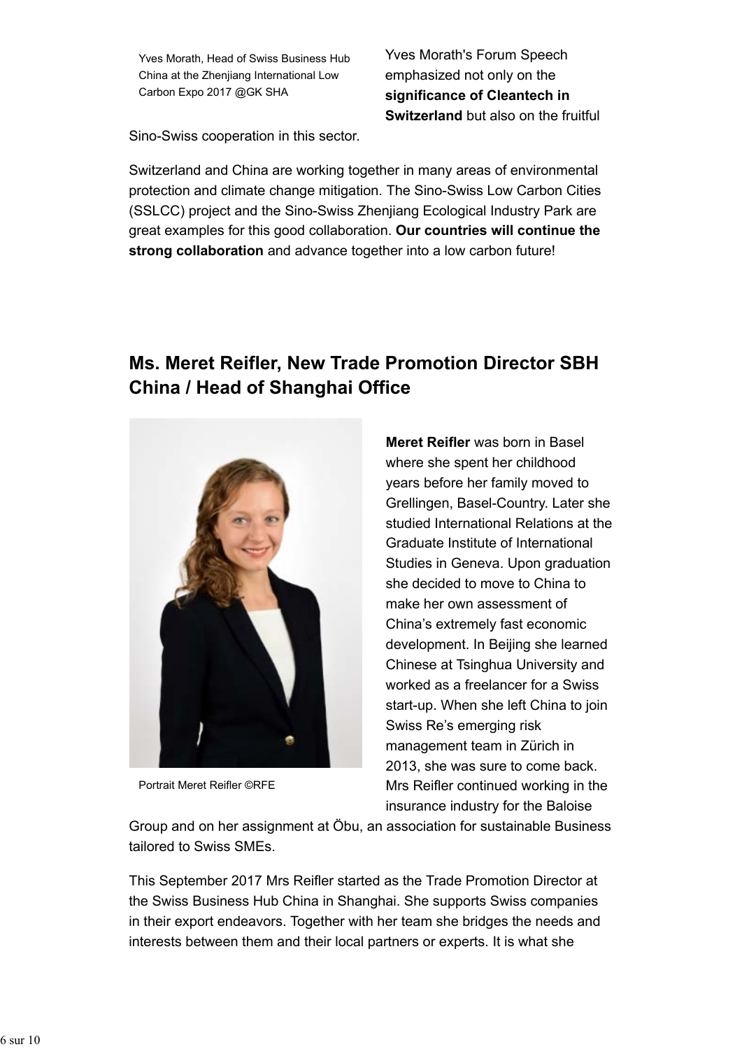Yves Morath, Head of Swiss Business Hub China at the Zhenjiang International Low Carbon Expo 2017 @GK SHA

Yves Morath's Forum Speech emphasized not only on the **significance of Cleantech in Switzerland** but also on the fruitful Sino-Swiss cooperation in this sector.

Switzerland and China are working together in many areas of environmental protection and climate change mitigation. The Sino-Swiss Low Carbon Cities (SSLCC) project and the Sino-Swiss Zhenjiang Ecological Industry Park are great examples for this good collaboration. **Our countries will continue the strong collaboration** and advance together into a low carbon future!

## Ms. Meret Reifler, New Trade Promotion Director SBH China / Head of Shanghai Office

Portrait Meret Reifler ©RFE

**Meret Reifler** was born in Basel where she spent her childhood years before her family moved to Grellingen, Basel-Country. Later she studied International Relations at the Graduate Institute of International Studies in Geneva. Upon graduation she decided to move to China to make her own assessment of China's extremely fast economic development. In Beijing she learned Chinese at Tsinghua University and worked as a freelancer for a Swiss start-up. When she left China to join Swiss Re's emerging risk management team in Zürich in 2013, she was sure to come back. Mrs Reifler continued working in the insurance industry for the Baloise Group and on her assignment at Öbu, an association for sustainable Business tailored to Swiss SMEs.

This September 2017 Mrs Reifler started as the Trade Promotion Director at the Swiss Business Hub China in Shanghai. She supports Swiss companies in their export endeavors. Together with her team she bridges the needs and interests between them and their local partners or experts. It is what she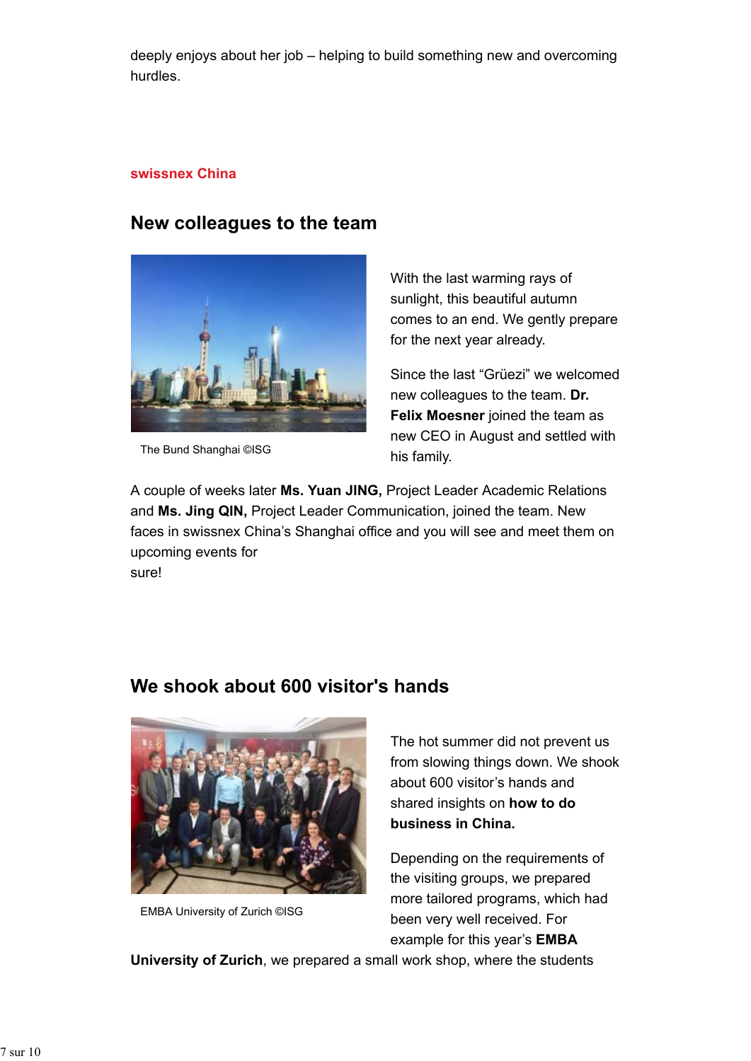deeply enjoys about her job – helping to build something new and overcoming hurdles.

**swissnex China**

## New colleagues to the team

The Bund Shanghai ©ISG

With the last warming rays of sunlight, this beautiful autumn comes to an end. We gently prepare for the next year already.

Since the last "Grüezi" we welcomed new colleagues to the team. **Dr. Felix Moesner** joined the team as new CEO in August and settled with his family.

A couple of weeks later **Ms. Yuan JING,** Project Leader Academic Relations and **Ms. Jing QIN,** Project Leader Communication, joined the team. New faces in swissnex China's Shanghai office and you will see and meet them on upcoming events for sure!

## We shook about 600 visitor's hands

EMBA University of Zurich ©ISG

The hot summer did not prevent us from slowing things down. We shook about 600 visitor's hands and shared insights on **how to do business in China.**

Depending on the requirements of the visiting groups, we prepared more tailored programs, which had been very well received. For example for this year's **EMBA University of Zurich**, we prepared a small work shop, where the students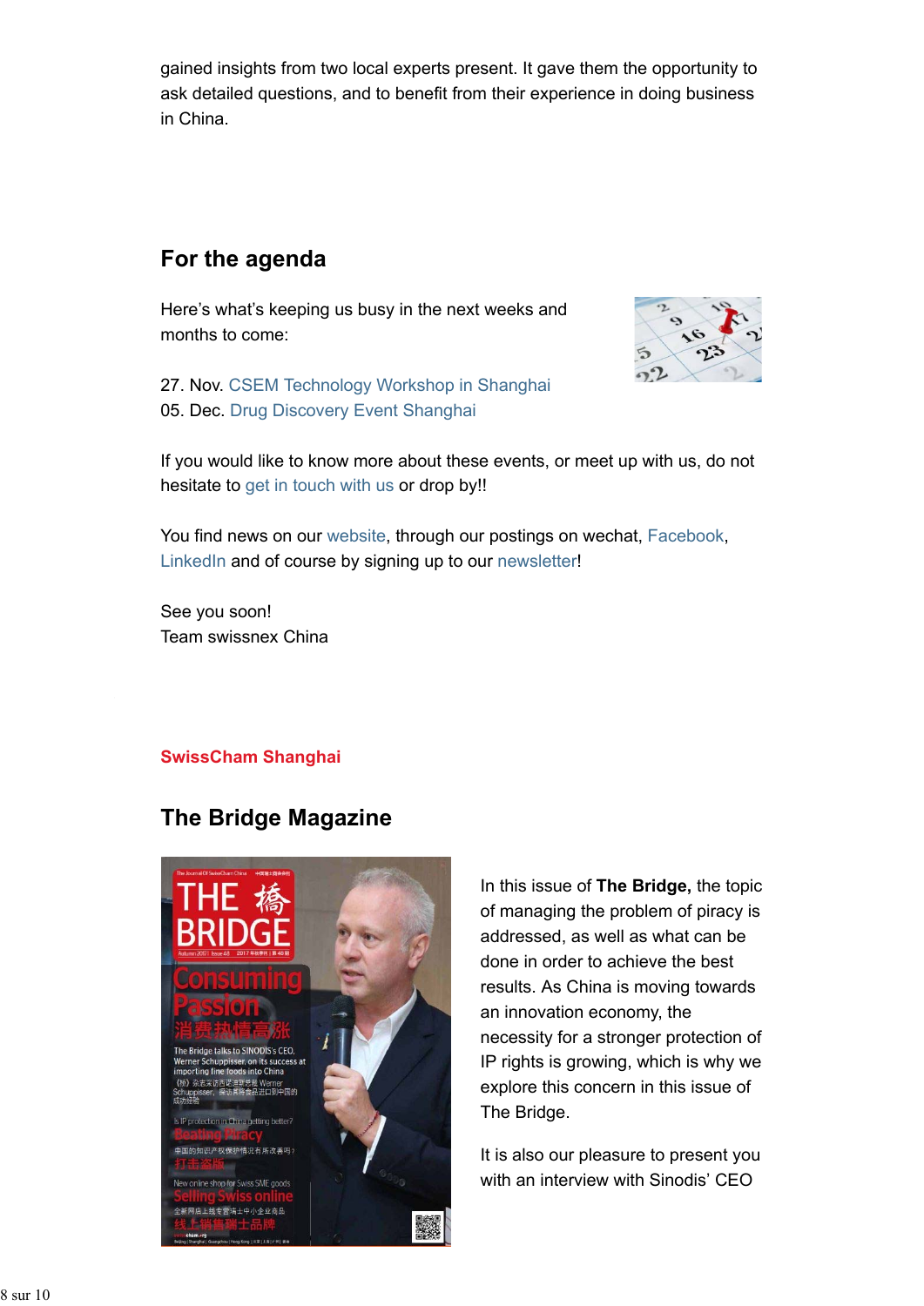gained insights from two local experts present. It gave them the opportunity to ask detailed questions, and to benefit from their experience in doing business in China.

## For the agenda

Here's what's keeping us busy in the next weeks and months to come:

27. Nov. CSEM Technology Workshop in Shanghai
05. Dec. Drug Discovery Event Shanghai

If you would like to know more about these events, or meet up with us, do not hesitate to get in touch with us or drop by!!

You find news on our website, through our postings on wechat, Facebook, LinkedIn and of course by signing up to our newsletter!

See you soon!
Team swissnex China

**SwissCham Shanghai**

## The Bridge Magazine

In this issue of **The Bridge,** the topic of managing the problem of piracy is addressed, as well as what can be done in order to achieve the best results. As China is moving towards an innovation economy, the necessity for a stronger protection of IP rights is growing, which is why we explore this concern in this issue of The Bridge.

It is also our pleasure to present you with an interview with Sinodis' CEO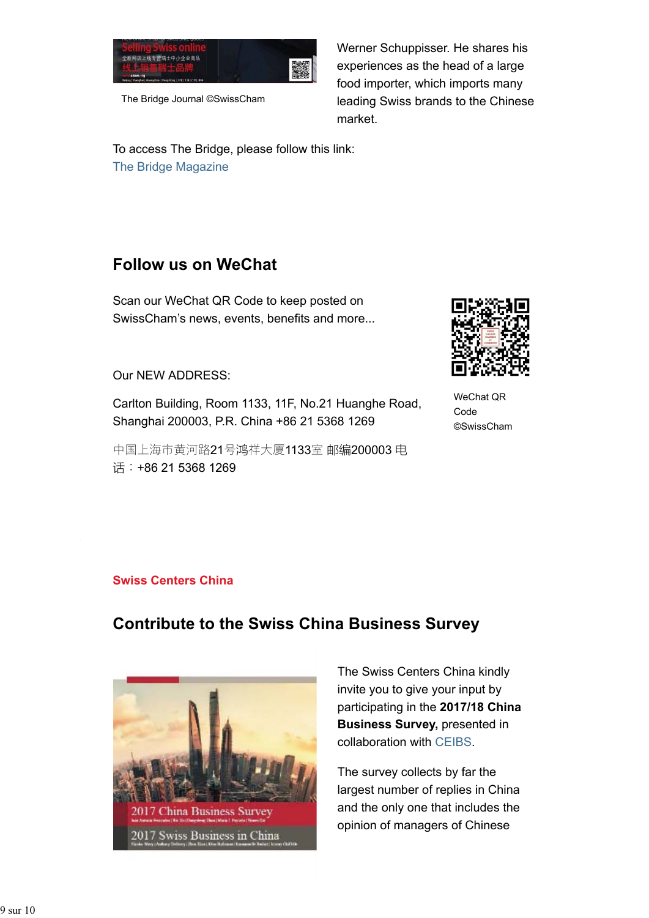The Bridge Journal ©SwissCham

Werner Schuppisser. He shares his experiences as the head of a large food importer, which imports many leading Swiss brands to the Chinese market.

To access The Bridge, please follow this link:
The Bridge Magazine

## Follow us on WeChat

Scan our WeChat QR Code to keep posted on SwissCham's news, events, benefits and more...

WeChat QR Code ©SwissCham

Our NEW ADDRESS:

Carlton Building, Room 1133, 11F, No.21 Huanghe Road, Shanghai 200003, P.R. China +86 21 5368 1269

中国上海市黄河路21号鸿祥大厦1133室 邮编200003 电话：+86 21 5368 1269

**Swiss Centers China**

## Contribute to the Swiss China Business Survey

The Swiss Centers China kindly invite you to give your input by participating in the **2017/18 China Business Survey,** presented in collaboration with CEIBS.

The survey collects by far the largest number of replies in China and the only one that includes the opinion of managers of Chinese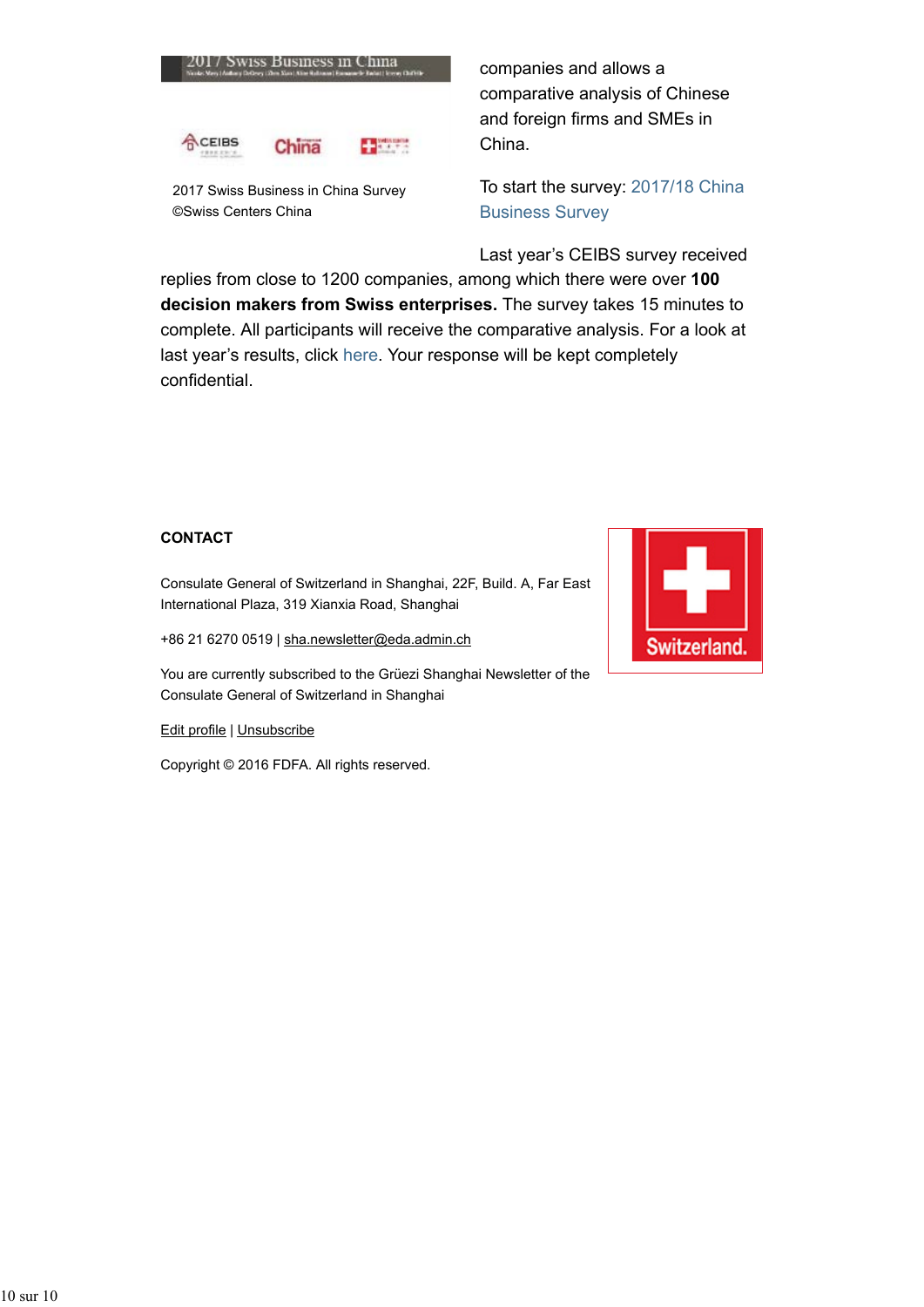2017 Swiss Business in China Survey
©Swiss Centers China

companies and allows a comparative analysis of Chinese and foreign firms and SMEs in China.

To start the survey: 2017/18 China Business Survey

Last year's CEIBS survey received replies from close to 1200 companies, among which there were over **100 decision makers from Swiss enterprises.** The survey takes 15 minutes to complete. All participants will receive the comparative analysis. For a look at last year's results, click here. Your response will be kept completely confidential.

**CONTACT**

Consulate General of Switzerland in Shanghai, 22F, Build. A, Far East International Plaza, 319 Xianxia Road, Shanghai

+86 21 6270 0519 | sha.newsletter@eda.admin.ch

You are currently subscribed to the Grüezi Shanghai Newsletter of the Consulate General of Switzerland in Shanghai

Edit profile | Unsubscribe

Copyright © 2016 FDFA. All rights reserved.